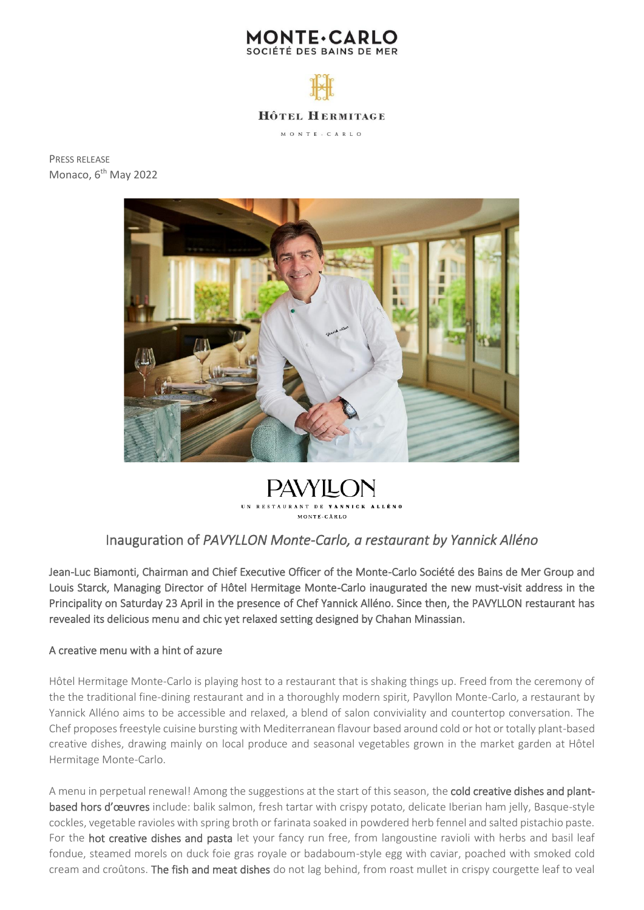MONTE·CARLO
SOCIÉTÉ DES BAINS DE MER

HÔTEL HERMITAGE
MONTE-CARLO

PRESS RELEASE
Monaco, 6th May 2022

PAVYLLON
UN RESTAURANT DE YANNICK ALLÉNO
MONTE-CARLO

# Inauguration of *PAVYLLON Monte-Carlo, a restaurant by Yannick Alléno*

Jean-Luc Biamonti, Chairman and Chief Executive Officer of the Monte-Carlo Société des Bains de Mer Group and Louis Starck, Managing Director of Hôtel Hermitage Monte-Carlo inaugurated the new must-visit address in the Principality on Saturday 23 April in the presence of Chef Yannick Alléno. Since then, the PAVYLLON restaurant has revealed its delicious menu and chic yet relaxed setting designed by Chahan Minassian.

## A creative menu with a hint of azure

Hôtel Hermitage Monte-Carlo is playing host to a restaurant that is shaking things up. Freed from the ceremony of the the traditional fine-dining restaurant and in a thoroughly modern spirit, Pavyllon Monte-Carlo, a restaurant by Yannick Alléno aims to be accessible and relaxed, a blend of salon conviviality and countertop conversation. The Chef proposes freestyle cuisine bursting with Mediterranean flavour based around cold or hot or totally plant-based creative dishes, drawing mainly on local produce and seasonal vegetables grown in the market garden at Hôtel Hermitage Monte-Carlo.

A menu in perpetual renewal! Among the suggestions at the start of this season, the **cold creative dishes and plant-based hors d'œuvres** include: balik salmon, fresh tartar with crispy potato, delicate Iberian ham jelly, Basque-style cockles, vegetable ravioles with spring broth or farinata soaked in powdered herb fennel and salted pistachio paste. For the **hot creative dishes and pasta** let your fancy run free, from langoustine ravioli with herbs and basil leaf fondue, steamed morels on duck foie gras royale or badaboum-style egg with caviar, poached with smoked cold cream and croûtons. **The fish and meat dishes** do not lag behind, from roast mullet in crispy courgette leaf to veal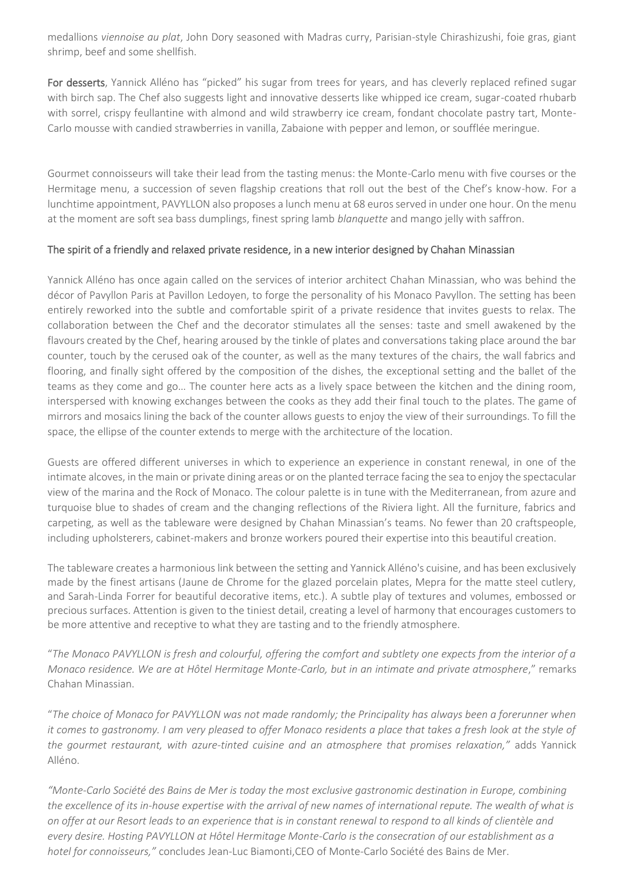medallions *viennoise au plat*, John Dory seasoned with Madras curry, Parisian-style Chirashizushi, foie gras, giant shrimp, beef and some shellfish.

**For desserts**, Yannick Alléno has "picked" his sugar from trees for years, and has cleverly replaced refined sugar with birch sap. The Chef also suggests light and innovative desserts like whipped ice cream, sugar-coated rhubarb with sorrel, crispy feullantine with almond and wild strawberry ice cream, fondant chocolate pastry tart, Monte-Carlo mousse with candied strawberries in vanilla, Zabaione with pepper and lemon, or soufflée meringue.

Gourmet connoisseurs will take their lead from the tasting menus: the Monte-Carlo menu with five courses or the Hermitage menu, a succession of seven flagship creations that roll out the best of the Chef's know-how. For a lunchtime appointment, PAVYLLON also proposes a lunch menu at 68 euros served in under one hour. On the menu at the moment are soft sea bass dumplings, finest spring lamb *blanquette* and mango jelly with saffron.

### The spirit of a friendly and relaxed private residence, in a new interior designed by Chahan Minassian

Yannick Alléno has once again called on the services of interior architect Chahan Minassian, who was behind the décor of Pavyllon Paris at Pavillon Ledoyen, to forge the personality of his Monaco Pavyllon. The setting has been entirely reworked into the subtle and comfortable spirit of a private residence that invites guests to relax. The collaboration between the Chef and the decorator stimulates all the senses: taste and smell awakened by the flavours created by the Chef, hearing aroused by the tinkle of plates and conversations taking place around the bar counter, touch by the cerused oak of the counter, as well as the many textures of the chairs, the wall fabrics and flooring, and finally sight offered by the composition of the dishes, the exceptional setting and the ballet of the teams as they come and go… The counter here acts as a lively space between the kitchen and the dining room, interspersed with knowing exchanges between the cooks as they add their final touch to the plates. The game of mirrors and mosaics lining the back of the counter allows guests to enjoy the view of their surroundings. To fill the space, the ellipse of the counter extends to merge with the architecture of the location.

Guests are offered different universes in which to experience an experience in constant renewal, in one of the intimate alcoves, in the main or private dining areas or on the planted terrace facing the sea to enjoy the spectacular view of the marina and the Rock of Monaco. The colour palette is in tune with the Mediterranean, from azure and turquoise blue to shades of cream and the changing reflections of the Riviera light. All the furniture, fabrics and carpeting, as well as the tableware were designed by Chahan Minassian's teams. No fewer than 20 craftspeople, including upholsterers, cabinet-makers and bronze workers poured their expertise into this beautiful creation.

The tableware creates a harmonious link between the setting and Yannick Alléno's cuisine, and has been exclusively made by the finest artisans (Jaune de Chrome for the glazed porcelain plates, Mepra for the matte steel cutlery, and Sarah-Linda Forrer for beautiful decorative items, etc.). A subtle play of textures and volumes, embossed or precious surfaces. Attention is given to the tiniest detail, creating a level of harmony that encourages customers to be more attentive and receptive to what they are tasting and to the friendly atmosphere.

"*The Monaco PAVYLLON is fresh and colourful, offering the comfort and subtlety one expects from the interior of a Monaco residence. We are at Hôtel Hermitage Monte-Carlo, but in an intimate and private atmosphere*," remarks Chahan Minassian.

"*The choice of Monaco for PAVYLLON was not made randomly; the Principality has always been a forerunner when it comes to gastronomy. I am very pleased to offer Monaco residents a place that takes a fresh look at the style of the gourmet restaurant, with azure-tinted cuisine and an atmosphere that promises relaxation,"* adds Yannick Alléno.

*"Monte-Carlo Société des Bains de Mer is today the most exclusive gastronomic destination in Europe, combining the excellence of its in-house expertise with the arrival of new names of international repute. The wealth of what is on offer at our Resort leads to an experience that is in constant renewal to respond to all kinds of clientèle and every desire. Hosting PAVYLLON at Hôtel Hermitage Monte-Carlo is the consecration of our establishment as a hotel for connoisseurs,"* concludes Jean-Luc Biamonti,CEO of Monte-Carlo Société des Bains de Mer.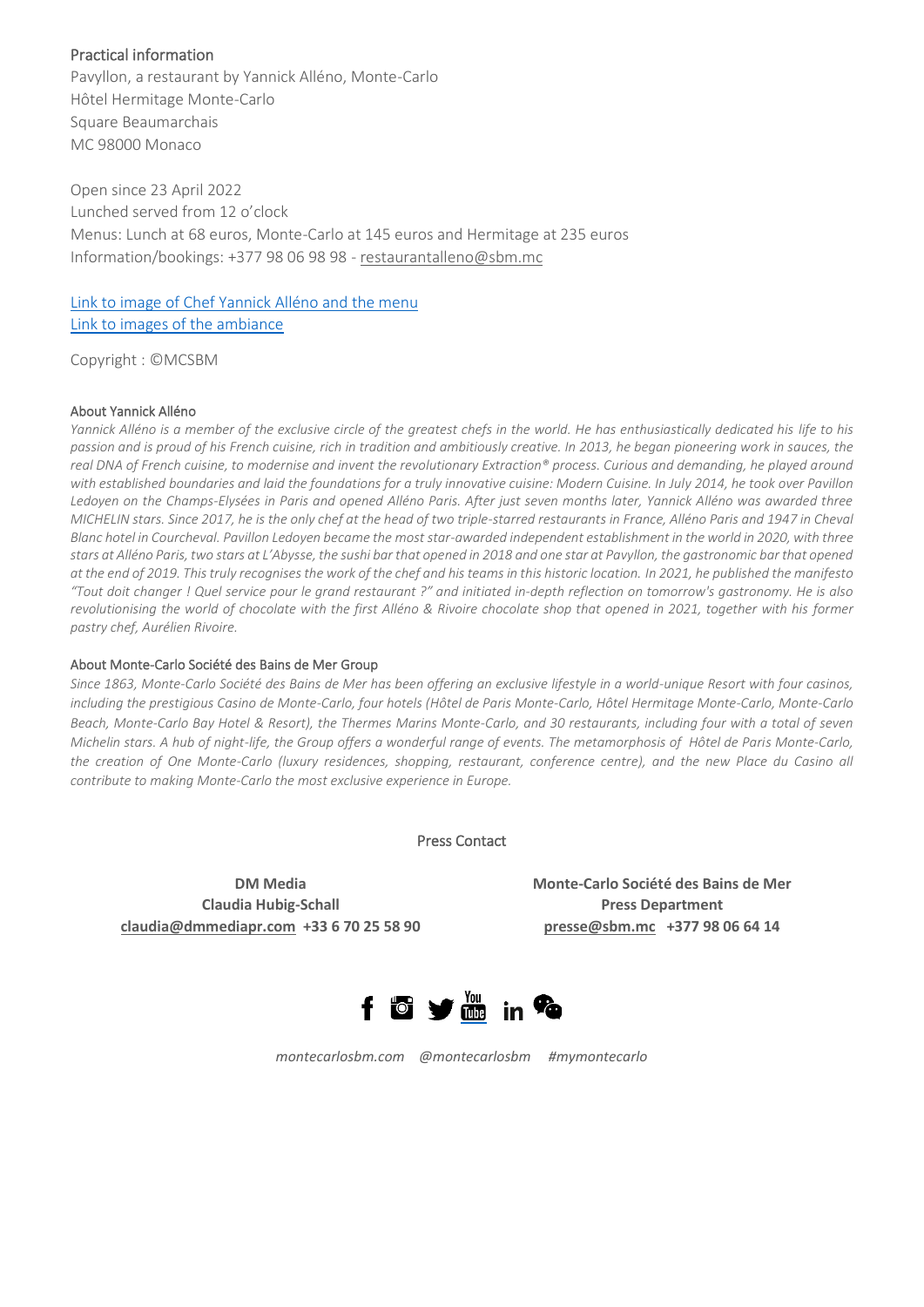## Practical information

Pavyllon, a restaurant by Yannick Alléno, Monte-Carlo
Hôtel Hermitage Monte-Carlo
Square Beaumarchais
MC 98000 Monaco

Open since 23 April 2022
Lunched served from 12 o'clock
Menus: Lunch at 68 euros, Monte-Carlo at 145 euros and Hermitage at 235 euros
Information/bookings: +377 98 06 98 98 - restaurantalleno@sbm.mc

Link to image of Chef Yannick Alléno and the menu
Link to images of the ambiance

Copyright : ©MCSBM

### About Yannick Alléno

*Yannick Alléno is a member of the exclusive circle of the greatest chefs in the world. He has enthusiastically dedicated his life to his passion and is proud of his French cuisine, rich in tradition and ambitiously creative. In 2013, he began pioneering work in sauces, the real DNA of French cuisine, to modernise and invent the revolutionary Extraction® process. Curious and demanding, he played around with established boundaries and laid the foundations for a truly innovative cuisine: Modern Cuisine. In July 2014, he took over Pavillon Ledoyen on the Champs-Elysées in Paris and opened Alléno Paris. After just seven months later, Yannick Alléno was awarded three MICHELIN stars. Since 2017, he is the only chef at the head of two triple-starred restaurants in France, Alléno Paris and 1947 in Cheval Blanc hotel in Courcheval. Pavillon Ledoyen became the most star-awarded independent establishment in the world in 2020, with three stars at Alléno Paris, two stars at L'Abysse, the sushi bar that opened in 2018 and one star at Pavyllon, the gastronomic bar that opened at the end of 2019. This truly recognises the work of the chef and his teams in this historic location. In 2021, he published the manifesto "Tout doit changer ! Quel service pour le grand restaurant ?" and initiated in-depth reflection on tomorrow's gastronomy. He is also revolutionising the world of chocolate with the first Alléno & Rivoire chocolate shop that opened in 2021, together with his former pastry chef, Aurélien Rivoire.*

### About Monte-Carlo Société des Bains de Mer Group

*Since 1863, Monte-Carlo Société des Bains de Mer has been offering an exclusive lifestyle in a world-unique Resort with four casinos, including the prestigious Casino de Monte-Carlo, four hotels (Hôtel de Paris Monte-Carlo, Hôtel Hermitage Monte-Carlo, Monte-Carlo Beach, Monte-Carlo Bay Hotel & Resort), the Thermes Marins Monte-Carlo, and 30 restaurants, including four with a total of seven Michelin stars. A hub of night-life, the Group offers a wonderful range of events. The metamorphosis of Hôtel de Paris Monte-Carlo, the creation of One Monte-Carlo (luxury residences, shopping, restaurant, conference centre), and the new Place du Casino all contribute to making Monte-Carlo the most exclusive experience in Europe.*

Press Contact

**DM Media**
**Claudia Hubig-Schall**
**claudia@dmmediapr.com +33 6 70 25 58 90**

**Monte-Carlo Société des Bains de Mer**
**Press Department**
**presse@sbm.mc +377 98 06 64 14**

*montecarlosbm.com @montecarlosbm #mymontecarlo*